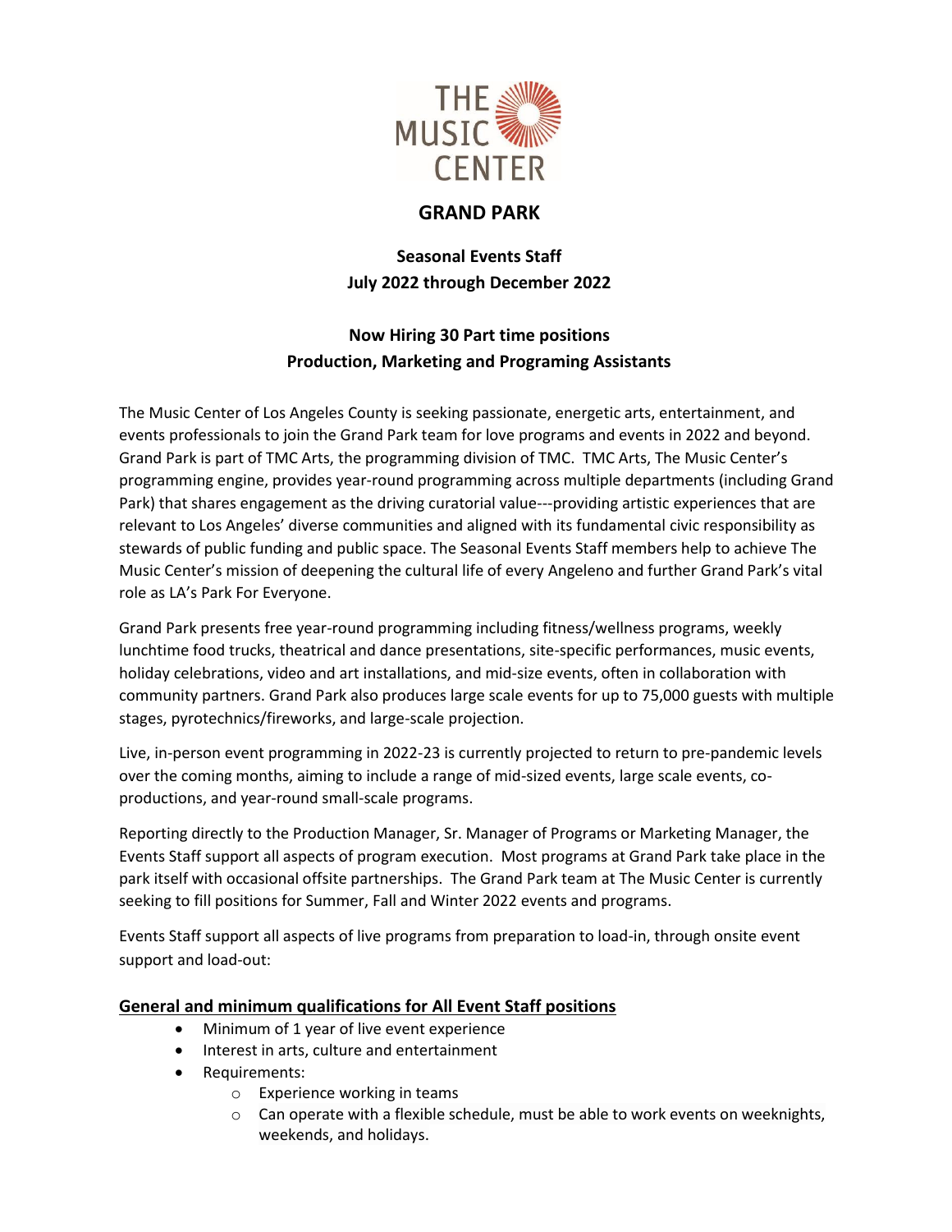THE MUSIC CENTER

# GRAND PARK

## Seasonal Events Staff
## July 2022 through December 2022

## Now Hiring 30 Part time positions
## Production, Marketing and Programing Assistants

The Music Center of Los Angeles County is seeking passionate, energetic arts, entertainment, and events professionals to join the Grand Park team for love programs and events in 2022 and beyond. Grand Park is part of TMC Arts, the programming division of TMC. TMC Arts, The Music Center's programming engine, provides year-round programming across multiple departments (including Grand Park) that shares engagement as the driving curatorial value---providing artistic experiences that are relevant to Los Angeles' diverse communities and aligned with its fundamental civic responsibility as stewards of public funding and public space. The Seasonal Events Staff members help to achieve The Music Center's mission of deepening the cultural life of every Angeleno and further Grand Park's vital role as LA's Park For Everyone.

Grand Park presents free year-round programming including fitness/wellness programs, weekly lunchtime food trucks, theatrical and dance presentations, site-specific performances, music events, holiday celebrations, video and art installations, and mid-size events, often in collaboration with community partners. Grand Park also produces large scale events for up to 75,000 guests with multiple stages, pyrotechnics/fireworks, and large-scale projection.

Live, in-person event programming in 2022-23 is currently projected to return to pre-pandemic levels over the coming months, aiming to include a range of mid-sized events, large scale events, co-productions, and year-round small-scale programs.

Reporting directly to the Production Manager, Sr. Manager of Programs or Marketing Manager, the Events Staff support all aspects of program execution. Most programs at Grand Park take place in the park itself with occasional offsite partnerships. The Grand Park team at The Music Center is currently seeking to fill positions for Summer, Fall and Winter 2022 events and programs.

Events Staff support all aspects of live programs from preparation to load-in, through onsite event support and load-out:

### General and minimum qualifications for All Event Staff positions

- Minimum of 1 year of live event experience
- Interest in arts, culture and entertainment
- Requirements:
  - Experience working in teams
  - Can operate with a flexible schedule, must be able to work events on weeknights, weekends, and holidays.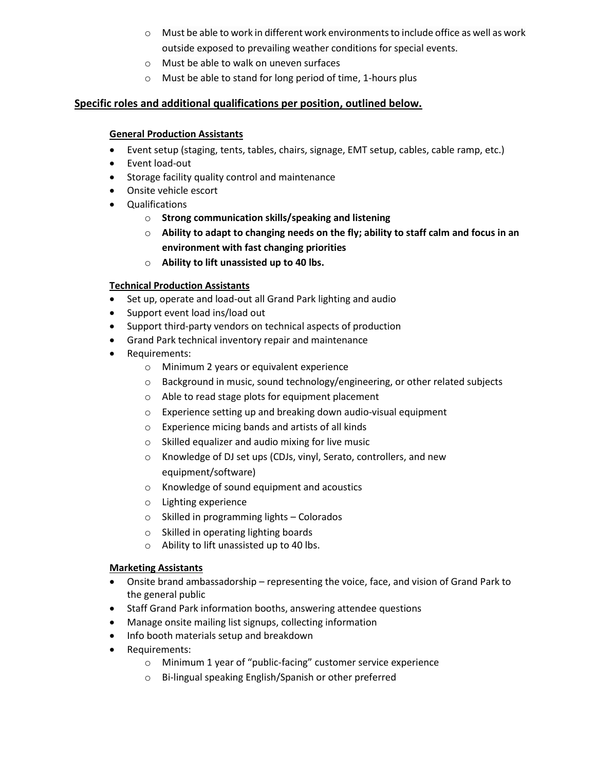- Must be able to work in different work environments to include office as well as work outside exposed to prevailing weather conditions for special events.
  - Must be able to walk on uneven surfaces
  - Must be able to stand for long period of time, 1-hours plus

**Specific roles and additional qualifications per position, outlined below.**

**General Production Assistants**

- Event setup (staging, tents, tables, chairs, signage, EMT setup, cables, cable ramp, etc.)
- Event load-out
- Storage facility quality control and maintenance
- Onsite vehicle escort
- Qualifications
  - **Strong communication skills/speaking and listening**
  - **Ability to adapt to changing needs on the fly; ability to staff calm and focus in an environment with fast changing priorities**
  - **Ability to lift unassisted up to 40 lbs.**

**Technical Production Assistants**

- Set up, operate and load-out all Grand Park lighting and audio
- Support event load ins/load out
- Support third-party vendors on technical aspects of production
- Grand Park technical inventory repair and maintenance
- Requirements:
  - Minimum 2 years or equivalent experience
  - Background in music, sound technology/engineering, or other related subjects
  - Able to read stage plots for equipment placement
  - Experience setting up and breaking down audio-visual equipment
  - Experience micing bands and artists of all kinds
  - Skilled equalizer and audio mixing for live music
  - Knowledge of DJ set ups (CDJs, vinyl, Serato, controllers, and new equipment/software)
  - Knowledge of sound equipment and acoustics
  - Lighting experience
  - Skilled in programming lights – Colorados
  - Skilled in operating lighting boards
  - Ability to lift unassisted up to 40 lbs.

**Marketing Assistants**

- Onsite brand ambassadorship – representing the voice, face, and vision of Grand Park to the general public
- Staff Grand Park information booths, answering attendee questions
- Manage onsite mailing list signups, collecting information
- Info booth materials setup and breakdown
- Requirements:
  - Minimum 1 year of "public-facing" customer service experience
  - Bi-lingual speaking English/Spanish or other preferred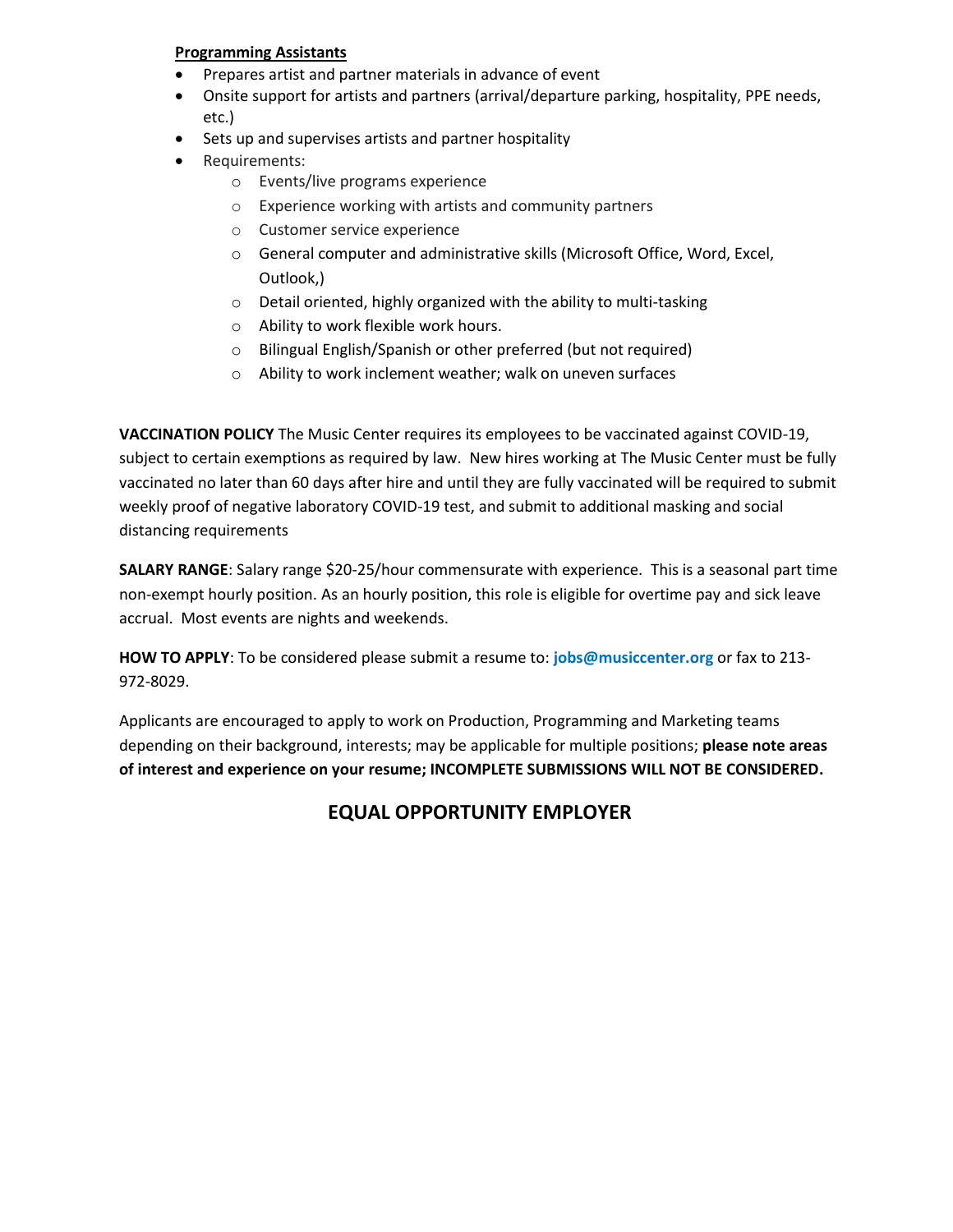**Programming Assistants**

- Prepares artist and partner materials in advance of event
- Onsite support for artists and partners (arrival/departure parking, hospitality, PPE needs, etc.)
- Sets up and supervises artists and partner hospitality
- Requirements:
  - Events/live programs experience
  - Experience working with artists and community partners
  - Customer service experience
  - General computer and administrative skills (Microsoft Office, Word, Excel, Outlook,)
  - Detail oriented, highly organized with the ability to multi-tasking
  - Ability to work flexible work hours.
  - Bilingual English/Spanish or other preferred (but not required)
  - Ability to work inclement weather; walk on uneven surfaces

**VACCINATION POLICY** The Music Center requires its employees to be vaccinated against COVID-19, subject to certain exemptions as required by law. New hires working at The Music Center must be fully vaccinated no later than 60 days after hire and until they are fully vaccinated will be required to submit weekly proof of negative laboratory COVID-19 test, and submit to additional masking and social distancing requirements

**SALARY RANGE**: Salary range $20-25/hour commensurate with experience. This is a seasonal part time non-exempt hourly position. As an hourly position, this role is eligible for overtime pay and sick leave accrual. Most events are nights and weekends.

**HOW TO APPLY**: To be considered please submit a resume to: **jobs@musiccenter.org** or fax to 213-972-8029.

Applicants are encouraged to apply to work on Production, Programming and Marketing teams depending on their background, interests; may be applicable for multiple positions; **please note areas of interest and experience on your resume; INCOMPLETE SUBMISSIONS WILL NOT BE CONSIDERED.**

## EQUAL OPPORTUNITY EMPLOYER